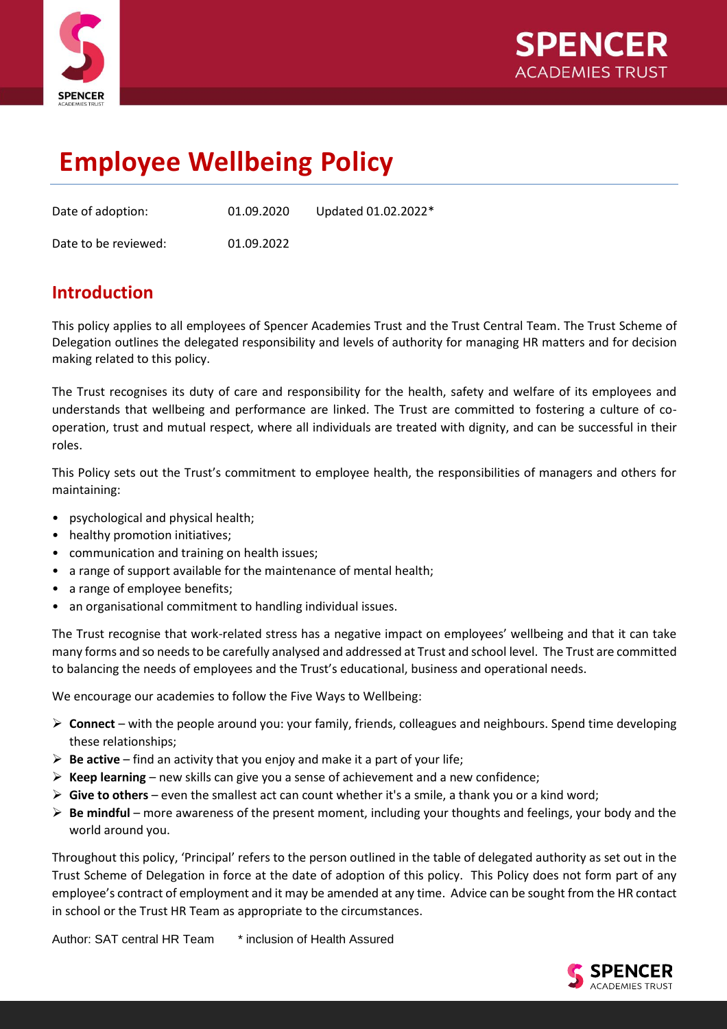# Employee Wellbeing Policy

| | | |
|---|---|---|
| Date of adoption: | 01.09.2020 | Updated 01.02.2022* |
| Date to be reviewed: | 01.09.2022 | |

## Introduction

This policy applies to all employees of Spencer Academies Trust and the Trust Central Team. The Trust Scheme of Delegation outlines the delegated responsibility and levels of authority for managing HR matters and for decision making related to this policy.

The Trust recognises its duty of care and responsibility for the health, safety and welfare of its employees and understands that wellbeing and performance are linked. The Trust are committed to fostering a culture of co-operation, trust and mutual respect, where all individuals are treated with dignity, and can be successful in their roles.

This Policy sets out the Trust's commitment to employee health, the responsibilities of managers and others for maintaining:

- psychological and physical health;
- healthy promotion initiatives;
- communication and training on health issues;
- a range of support available for the maintenance of mental health;
- a range of employee benefits;
- an organisational commitment to handling individual issues.

The Trust recognise that work-related stress has a negative impact on employees' wellbeing and that it can take many forms and so needs to be carefully analysed and addressed at Trust and school level. The Trust are committed to balancing the needs of employees and the Trust's educational, business and operational needs.

We encourage our academies to follow the Five Ways to Wellbeing:

- **Connect** – with the people around you: your family, friends, colleagues and neighbours. Spend time developing these relationships;
- **Be active** – find an activity that you enjoy and make it a part of your life;
- **Keep learning** – new skills can give you a sense of achievement and a new confidence;
- **Give to others** – even the smallest act can count whether it's a smile, a thank you or a kind word;
- **Be mindful** – more awareness of the present moment, including your thoughts and feelings, your body and the world around you.

Throughout this policy, 'Principal' refers to the person outlined in the table of delegated authority as set out in the Trust Scheme of Delegation in force at the date of adoption of this policy. This Policy does not form part of any employee's contract of employment and it may be amended at any time. Advice can be sought from the HR contact in school or the Trust HR Team as appropriate to the circumstances.

Author: SAT central HR Team * inclusion of Health Assured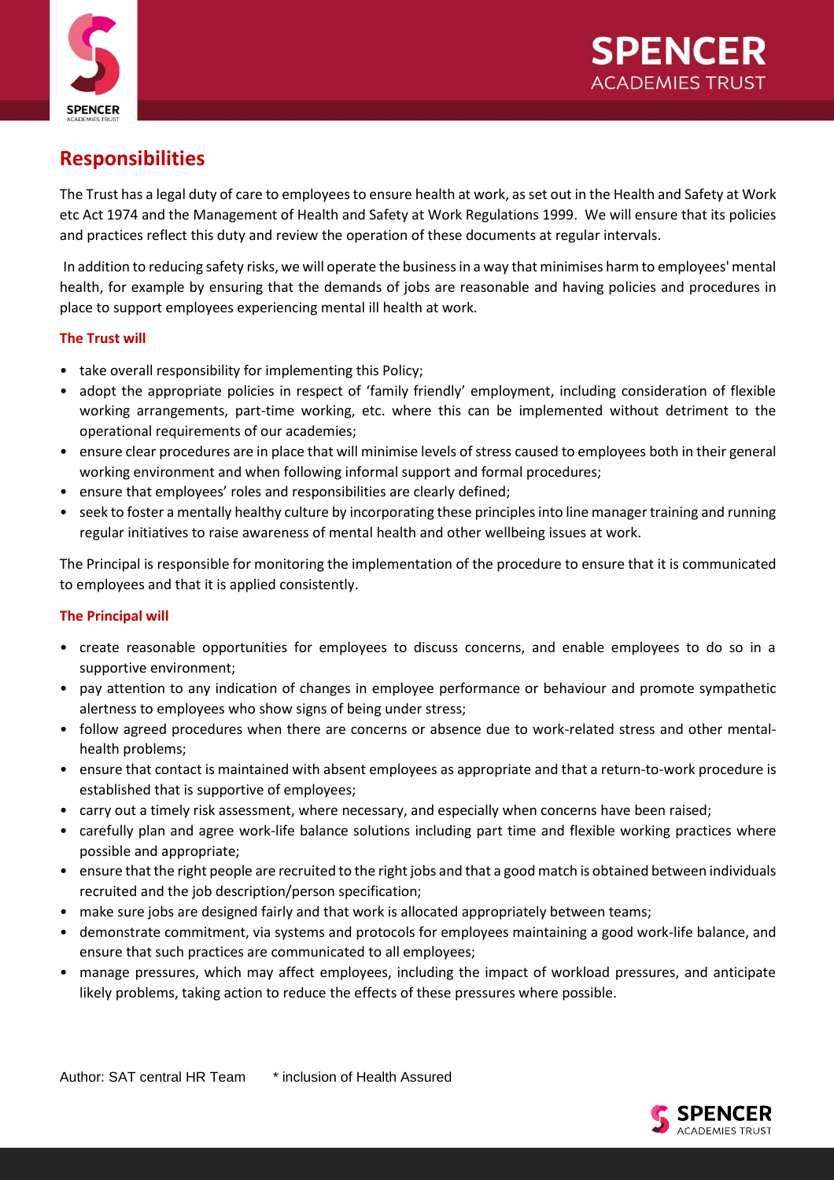## Responsibilities

The Trust has a legal duty of care to employees to ensure health at work, as set out in the Health and Safety at Work etc Act 1974 and the Management of Health and Safety at Work Regulations 1999. We will ensure that its policies and practices reflect this duty and review the operation of these documents at regular intervals.

In addition to reducing safety risks, we will operate the business in a way that minimises harm to employees' mental health, for example by ensuring that the demands of jobs are reasonable and having policies and procedures in place to support employees experiencing mental ill health at work.

#### The Trust will

- take overall responsibility for implementing this Policy;
- adopt the appropriate policies in respect of 'family friendly' employment, including consideration of flexible working arrangements, part-time working, etc. where this can be implemented without detriment to the operational requirements of our academies;
- ensure clear procedures are in place that will minimise levels of stress caused to employees both in their general working environment and when following informal support and formal procedures;
- ensure that employees' roles and responsibilities are clearly defined;
- seek to foster a mentally healthy culture by incorporating these principles into line manager training and running regular initiatives to raise awareness of mental health and other wellbeing issues at work.

The Principal is responsible for monitoring the implementation of the procedure to ensure that it is communicated to employees and that it is applied consistently.

#### The Principal will

- create reasonable opportunities for employees to discuss concerns, and enable employees to do so in a supportive environment;
- pay attention to any indication of changes in employee performance or behaviour and promote sympathetic alertness to employees who show signs of being under stress;
- follow agreed procedures when there are concerns or absence due to work-related stress and other mental-health problems;
- ensure that contact is maintained with absent employees as appropriate and that a return-to-work procedure is established that is supportive of employees;
- carry out a timely risk assessment, where necessary, and especially when concerns have been raised;
- carefully plan and agree work-life balance solutions including part time and flexible working practices where possible and appropriate;
- ensure that the right people are recruited to the right jobs and that a good match is obtained between individuals recruited and the job description/person specification;
- make sure jobs are designed fairly and that work is allocated appropriately between teams;
- demonstrate commitment, via systems and protocols for employees maintaining a good work-life balance, and ensure that such practices are communicated to all employees;
- manage pressures, which may affect employees, including the impact of workload pressures, and anticipate likely problems, taking action to reduce the effects of these pressures where possible.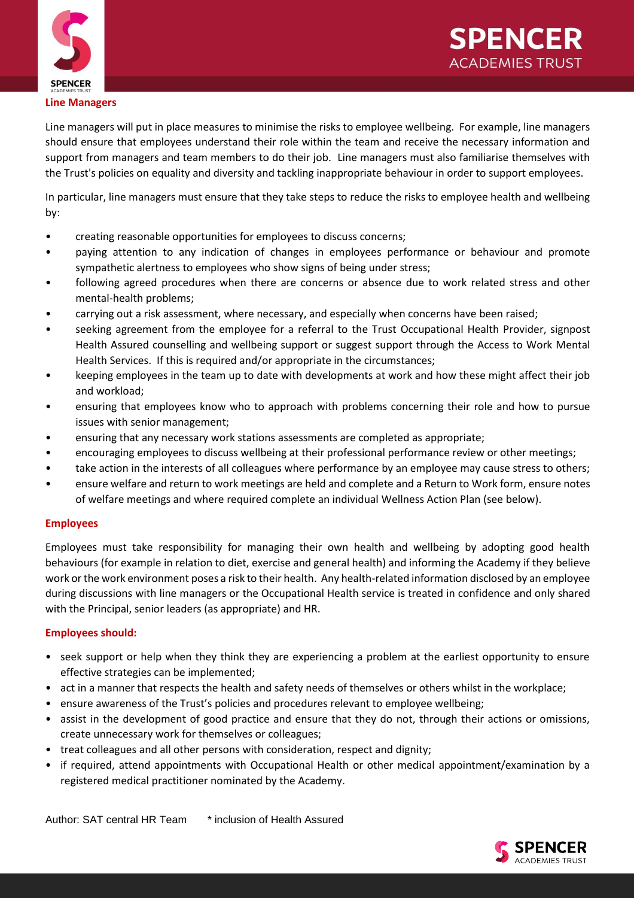### Line Managers

Line managers will put in place measures to minimise the risks to employee wellbeing. For example, line managers should ensure that employees understand their role within the team and receive the necessary information and support from managers and team members to do their job. Line managers must also familiarise themselves with the Trust's policies on equality and diversity and tackling inappropriate behaviour in order to support employees.

In particular, line managers must ensure that they take steps to reduce the risks to employee health and wellbeing by:

- creating reasonable opportunities for employees to discuss concerns;
- paying attention to any indication of changes in employees performance or behaviour and promote sympathetic alertness to employees who show signs of being under stress;
- following agreed procedures when there are concerns or absence due to work related stress and other mental-health problems;
- carrying out a risk assessment, where necessary, and especially when concerns have been raised;
- seeking agreement from the employee for a referral to the Trust Occupational Health Provider, signpost Health Assured counselling and wellbeing support or suggest support through the Access to Work Mental Health Services. If this is required and/or appropriate in the circumstances;
- keeping employees in the team up to date with developments at work and how these might affect their job and workload;
- ensuring that employees know who to approach with problems concerning their role and how to pursue issues with senior management;
- ensuring that any necessary work stations assessments are completed as appropriate;
- encouraging employees to discuss wellbeing at their professional performance review or other meetings;
- take action in the interests of all colleagues where performance by an employee may cause stress to others;
- ensure welfare and return to work meetings are held and complete and a Return to Work form, ensure notes of welfare meetings and where required complete an individual Wellness Action Plan (see below).

### Employees

Employees must take responsibility for managing their own health and wellbeing by adopting good health behaviours (for example in relation to diet, exercise and general health) and informing the Academy if they believe work or the work environment poses a risk to their health. Any health-related information disclosed by an employee during discussions with line managers or the Occupational Health service is treated in confidence and only shared with the Principal, senior leaders (as appropriate) and HR.

### Employees should:

- seek support or help when they think they are experiencing a problem at the earliest opportunity to ensure effective strategies can be implemented;
- act in a manner that respects the health and safety needs of themselves or others whilst in the workplace;
- ensure awareness of the Trust's policies and procedures relevant to employee wellbeing;
- assist in the development of good practice and ensure that they do not, through their actions or omissions, create unnecessary work for themselves or colleagues;
- treat colleagues and all other persons with consideration, respect and dignity;
- if required, attend appointments with Occupational Health or other medical appointment/examination by a registered medical practitioner nominated by the Academy.

Author: SAT central HR Team    * inclusion of Health Assured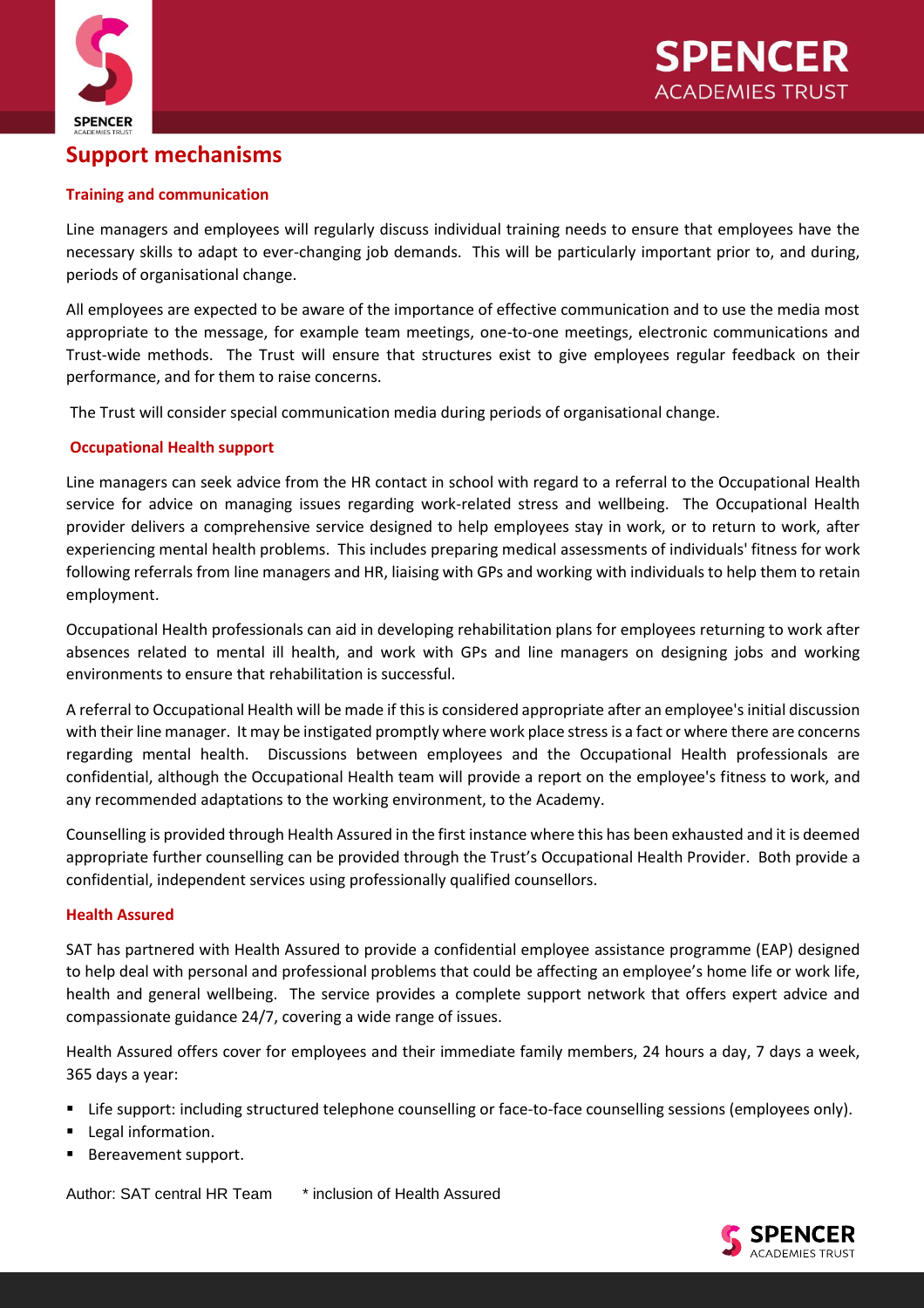## Support mechanisms

### Training and communication

Line managers and employees will regularly discuss individual training needs to ensure that employees have the necessary skills to adapt to ever-changing job demands. This will be particularly important prior to, and during, periods of organisational change.

All employees are expected to be aware of the importance of effective communication and to use the media most appropriate to the message, for example team meetings, one-to-one meetings, electronic communications and Trust-wide methods. The Trust will ensure that structures exist to give employees regular feedback on their performance, and for them to raise concerns.

The Trust will consider special communication media during periods of organisational change.

### Occupational Health support

Line managers can seek advice from the HR contact in school with regard to a referral to the Occupational Health service for advice on managing issues regarding work-related stress and wellbeing. The Occupational Health provider delivers a comprehensive service designed to help employees stay in work, or to return to work, after experiencing mental health problems. This includes preparing medical assessments of individuals' fitness for work following referrals from line managers and HR, liaising with GPs and working with individuals to help them to retain employment.

Occupational Health professionals can aid in developing rehabilitation plans for employees returning to work after absences related to mental ill health, and work with GPs and line managers on designing jobs and working environments to ensure that rehabilitation is successful.

A referral to Occupational Health will be made if this is considered appropriate after an employee's initial discussion with their line manager. It may be instigated promptly where work place stress is a fact or where there are concerns regarding mental health. Discussions between employees and the Occupational Health professionals are confidential, although the Occupational Health team will provide a report on the employee's fitness to work, and any recommended adaptations to the working environment, to the Academy.

Counselling is provided through Health Assured in the first instance where this has been exhausted and it is deemed appropriate further counselling can be provided through the Trust's Occupational Health Provider. Both provide a confidential, independent services using professionally qualified counsellors.

### Health Assured

SAT has partnered with Health Assured to provide a confidential employee assistance programme (EAP) designed to help deal with personal and professional problems that could be affecting an employee's home life or work life, health and general wellbeing. The service provides a complete support network that offers expert advice and compassionate guidance 24/7, covering a wide range of issues.

Health Assured offers cover for employees and their immediate family members, 24 hours a day, 7 days a week, 365 days a year:

- Life support: including structured telephone counselling or face-to-face counselling sessions (employees only).
- Legal information.
- Bereavement support.

Author: SAT central HR Team * inclusion of Health Assured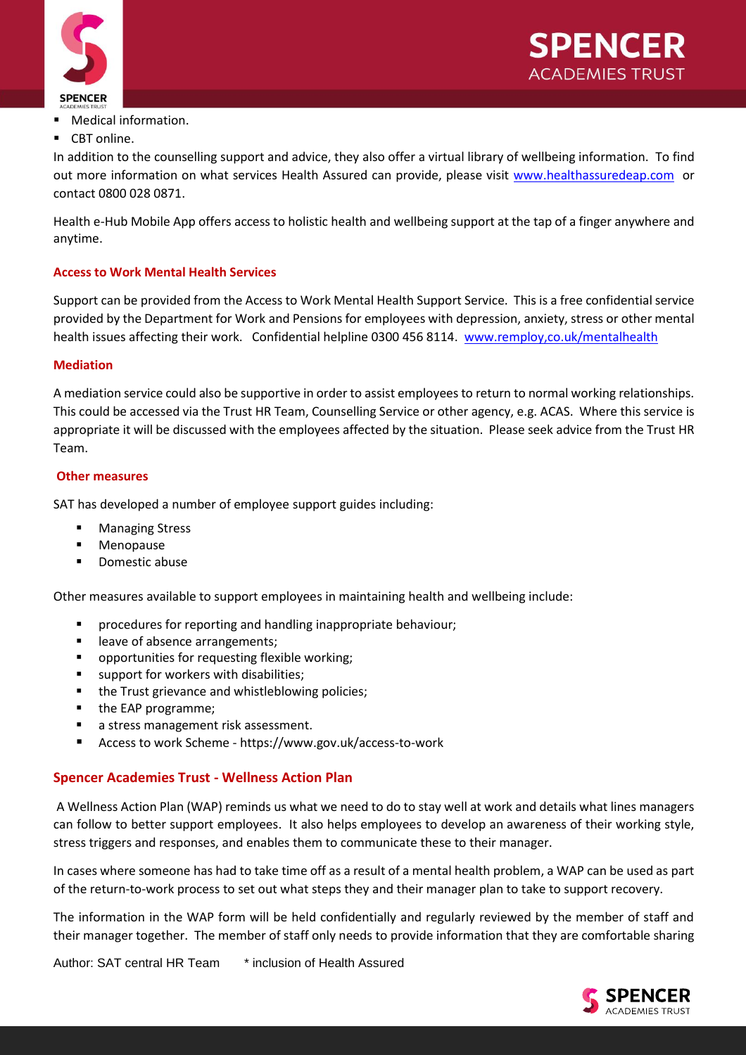- Medical information.
- CBT online.

In addition to the counselling support and advice, they also offer a virtual library of wellbeing information. To find out more information on what services Health Assured can provide, please visit [www.healthassuredeap.com](http://www.healthassuredeap.com) or contact 0800 028 0871.

Health e-Hub Mobile App offers access to holistic health and wellbeing support at the tap of a finger anywhere and anytime.

### Access to Work Mental Health Services

Support can be provided from the Access to Work Mental Health Support Service. This is a free confidential service provided by the Department for Work and Pensions for employees with depression, anxiety, stress or other mental health issues affecting their work. Confidential helpline 0300 456 8114. www.remploy,co.uk/mentalhealth

### Mediation

A mediation service could also be supportive in order to assist employees to return to normal working relationships. This could be accessed via the Trust HR Team, Counselling Service or other agency, e.g. ACAS. Where this service is appropriate it will be discussed with the employees affected by the situation. Please seek advice from the Trust HR Team.

### Other measures

SAT has developed a number of employee support guides including:

- Managing Stress
- Menopause
- Domestic abuse

Other measures available to support employees in maintaining health and wellbeing include:

- procedures for reporting and handling inappropriate behaviour;
- leave of absence arrangements;
- opportunities for requesting flexible working;
- support for workers with disabilities;
- the Trust grievance and whistleblowing policies;
- the EAP programme;
- a stress management risk assessment.
- Access to work Scheme - https://www.gov.uk/access-to-work

## Spencer Academies Trust - Wellness Action Plan

A Wellness Action Plan (WAP) reminds us what we need to do to stay well at work and details what lines managers can follow to better support employees. It also helps employees to develop an awareness of their working style, stress triggers and responses, and enables them to communicate these to their manager.

In cases where someone has had to take time off as a result of a mental health problem, a WAP can be used as part of the return-to-work process to set out what steps they and their manager plan to take to support recovery.

The information in the WAP form will be held confidentially and regularly reviewed by the member of staff and their manager together. The member of staff only needs to provide information that they are comfortable sharing

Author: SAT central HR Team * inclusion of Health Assured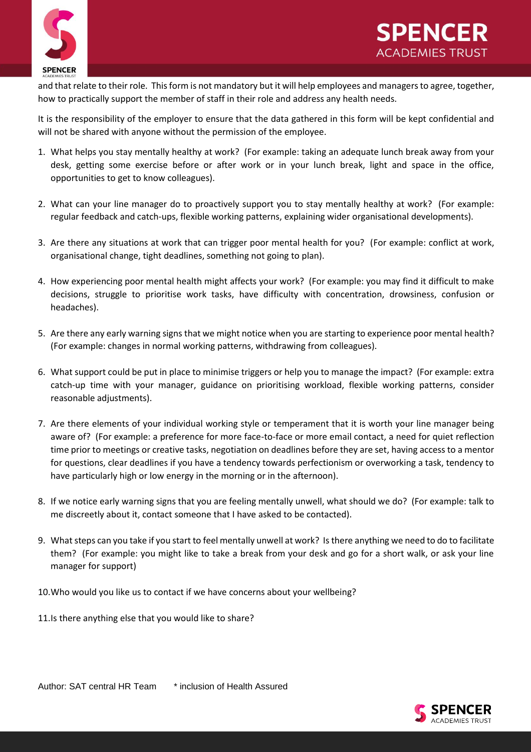and that relate to their role. This form is not mandatory but it will help employees and managers to agree, together, how to practically support the member of staff in their role and address any health needs.

It is the responsibility of the employer to ensure that the data gathered in this form will be kept confidential and will not be shared with anyone without the permission of the employee.

1. What helps you stay mentally healthy at work? (For example: taking an adequate lunch break away from your desk, getting some exercise before or after work or in your lunch break, light and space in the office, opportunities to get to know colleagues).

2. What can your line manager do to proactively support you to stay mentally healthy at work? (For example: regular feedback and catch-ups, flexible working patterns, explaining wider organisational developments).

3. Are there any situations at work that can trigger poor mental health for you? (For example: conflict at work, organisational change, tight deadlines, something not going to plan).

4. How experiencing poor mental health might affects your work? (For example: you may find it difficult to make decisions, struggle to prioritise work tasks, have difficulty with concentration, drowsiness, confusion or headaches).

5. Are there any early warning signs that we might notice when you are starting to experience poor mental health? (For example: changes in normal working patterns, withdrawing from colleagues).

6. What support could be put in place to minimise triggers or help you to manage the impact? (For example: extra catch-up time with your manager, guidance on prioritising workload, flexible working patterns, consider reasonable adjustments).

7. Are there elements of your individual working style or temperament that it is worth your line manager being aware of? (For example: a preference for more face-to-face or more email contact, a need for quiet reflection time prior to meetings or creative tasks, negotiation on deadlines before they are set, having access to a mentor for questions, clear deadlines if you have a tendency towards perfectionism or overworking a task, tendency to have particularly high or low energy in the morning or in the afternoon).

8. If we notice early warning signs that you are feeling mentally unwell, what should we do? (For example: talk to me discreetly about it, contact someone that I have asked to be contacted).

9. What steps can you take if you start to feel mentally unwell at work? Is there anything we need to do to facilitate them? (For example: you might like to take a break from your desk and go for a short walk, or ask your line manager for support)

10. Who would you like us to contact if we have concerns about your wellbeing?

11. Is there anything else that you would like to share?

Author: SAT central HR Team * inclusion of Health Assured